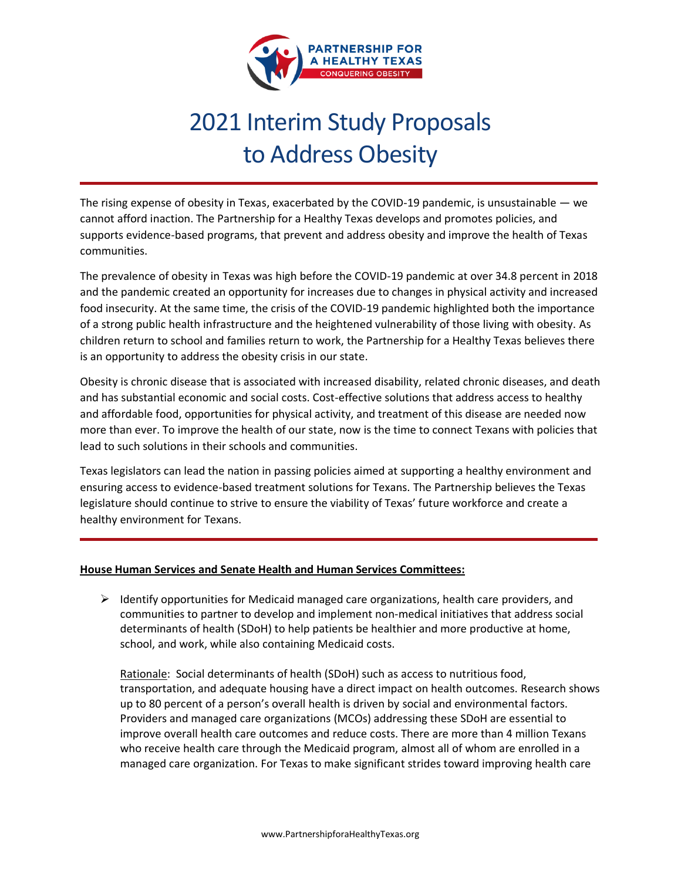PARTNERSHIP FOR A HEALTHY TEXAS
CONQUERING OBESITY

# 2021 Interim Study Proposals to Address Obesity

The rising expense of obesity in Texas, exacerbated by the COVID-19 pandemic, is unsustainable — we cannot afford inaction. The Partnership for a Healthy Texas develops and promotes policies, and supports evidence-based programs, that prevent and address obesity and improve the health of Texas communities.

The prevalence of obesity in Texas was high before the COVID-19 pandemic at over 34.8 percent in 2018 and the pandemic created an opportunity for increases due to changes in physical activity and increased food insecurity. At the same time, the crisis of the COVID-19 pandemic highlighted both the importance of a strong public health infrastructure and the heightened vulnerability of those living with obesity. As children return to school and families return to work, the Partnership for a Healthy Texas believes there is an opportunity to address the obesity crisis in our state.

Obesity is chronic disease that is associated with increased disability, related chronic diseases, and death and has substantial economic and social costs. Cost-effective solutions that address access to healthy and affordable food, opportunities for physical activity, and treatment of this disease are needed now more than ever. To improve the health of our state, now is the time to connect Texans with policies that lead to such solutions in their schools and communities.

Texas legislators can lead the nation in passing policies aimed at supporting a healthy environment and ensuring access to evidence-based treatment solutions for Texans. The Partnership believes the Texas legislature should continue to strive to ensure the viability of Texas' future workforce and create a healthy environment for Texans.

---

**House Human Services and Senate Health and Human Services Committees:**

- Identify opportunities for Medicaid managed care organizations, health care providers, and communities to partner to develop and implement non-medical initiatives that address social determinants of health (SDoH) to help patients be healthier and more productive at home, school, and work, while also containing Medicaid costs.

  Rationale: Social determinants of health (SDoH) such as access to nutritious food, transportation, and adequate housing have a direct impact on health outcomes. Research shows up to 80 percent of a person's overall health is driven by social and environmental factors. Providers and managed care organizations (MCOs) addressing these SDoH are essential to improve overall health care outcomes and reduce costs. There are more than 4 million Texans who receive health care through the Medicaid program, almost all of whom are enrolled in a managed care organization. For Texas to make significant strides toward improving health care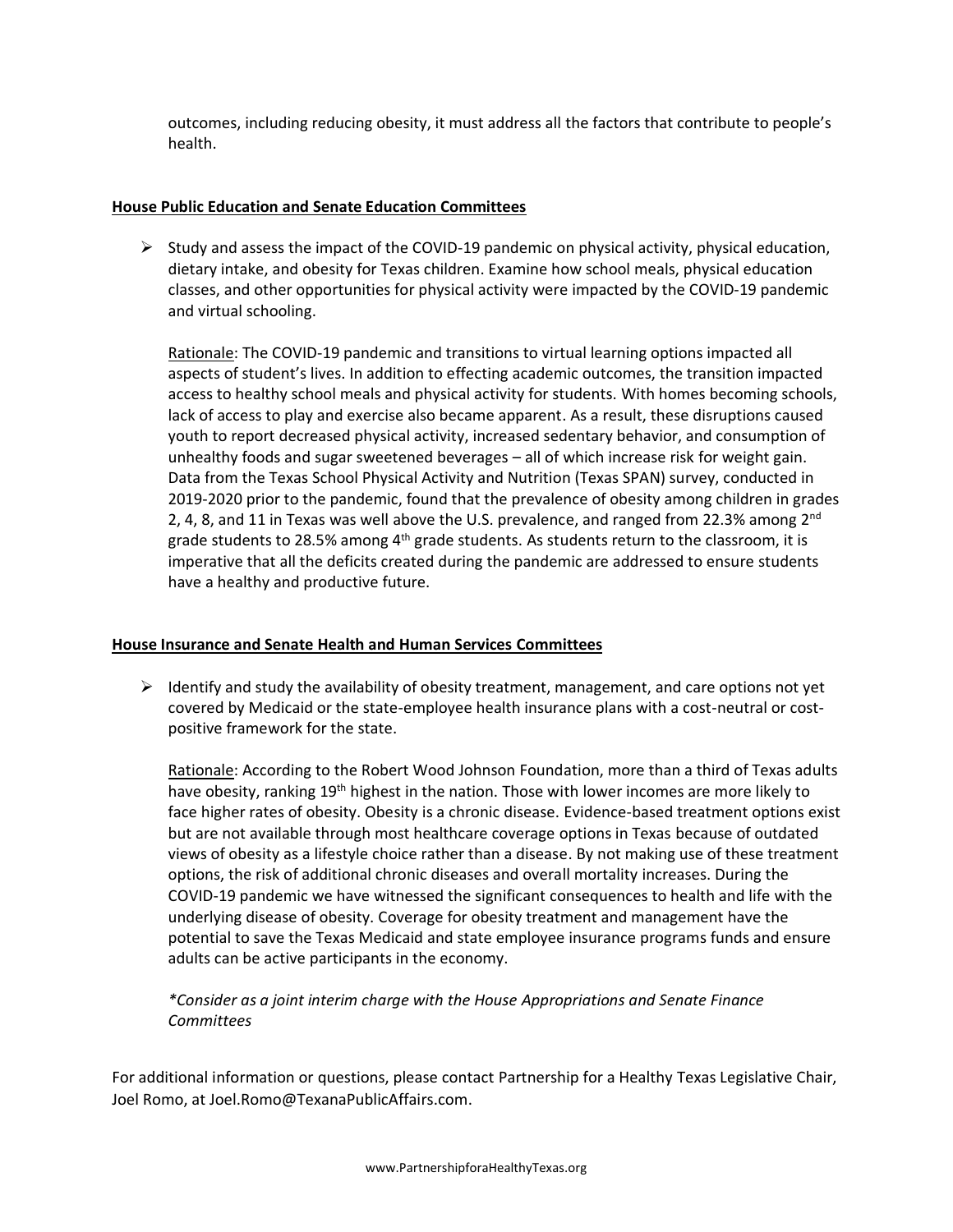outcomes, including reducing obesity, it must address all the factors that contribute to people's health.

**House Public Education and Senate Education Committees**

- Study and assess the impact of the COVID-19 pandemic on physical activity, physical education, dietary intake, and obesity for Texas children. Examine how school meals, physical education classes, and other opportunities for physical activity were impacted by the COVID-19 pandemic and virtual schooling.

  Rationale: The COVID-19 pandemic and transitions to virtual learning options impacted all aspects of student's lives. In addition to effecting academic outcomes, the transition impacted access to healthy school meals and physical activity for students. With homes becoming schools, lack of access to play and exercise also became apparent. As a result, these disruptions caused youth to report decreased physical activity, increased sedentary behavior, and consumption of unhealthy foods and sugar sweetened beverages – all of which increase risk for weight gain. Data from the Texas School Physical Activity and Nutrition (Texas SPAN) survey, conducted in 2019-2020 prior to the pandemic, found that the prevalence of obesity among children in grades 2, 4, 8, and 11 in Texas was well above the U.S. prevalence, and ranged from 22.3% among 2nd grade students to 28.5% among 4th grade students. As students return to the classroom, it is imperative that all the deficits created during the pandemic are addressed to ensure students have a healthy and productive future.

**House Insurance and Senate Health and Human Services Committees**

- Identify and study the availability of obesity treatment, management, and care options not yet covered by Medicaid or the state-employee health insurance plans with a cost-neutral or cost-positive framework for the state.

  Rationale: According to the Robert Wood Johnson Foundation, more than a third of Texas adults have obesity, ranking 19th highest in the nation. Those with lower incomes are more likely to face higher rates of obesity. Obesity is a chronic disease. Evidence-based treatment options exist but are not available through most healthcare coverage options in Texas because of outdated views of obesity as a lifestyle choice rather than a disease. By not making use of these treatment options, the risk of additional chronic diseases and overall mortality increases. During the COVID-19 pandemic we have witnessed the significant consequences to health and life with the underlying disease of obesity. Coverage for obesity treatment and management have the potential to save the Texas Medicaid and state employee insurance programs funds and ensure adults can be active participants in the economy.

  *\*Consider as a joint interim charge with the House Appropriations and Senate Finance Committees*

For additional information or questions, please contact Partnership for a Healthy Texas Legislative Chair, Joel Romo, at Joel.Romo@TexanaPublicAffairs.com.

www.PartnershipforaHealthyTexas.org